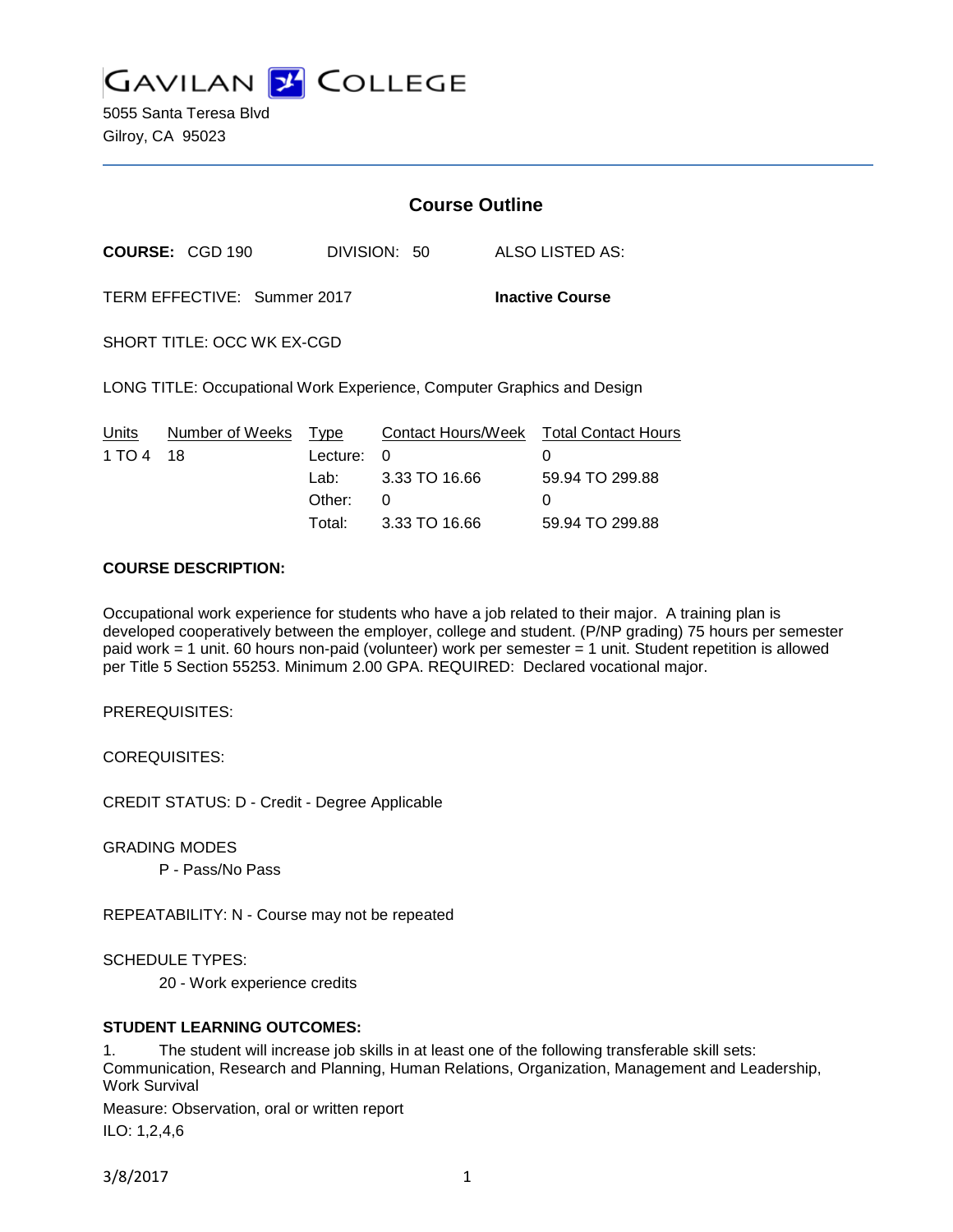# Gavilan College

5055 Santa Teresa Blvd
Gilroy, CA 95023

## Course Outline

**COURSE:** CGD 190 DIVISION: 50 ALSO LISTED AS:

TERM EFFECTIVE: Summer 2017 **Inactive Course**

SHORT TITLE: OCC WK EX-CGD

LONG TITLE: Occupational Work Experience, Computer Graphics and Design

| Units | Number of Weeks | Type | Contact Hours/Week | Total Contact Hours |
|---|---|---|---|---|
| 1 TO 4 | 18 | Lecture: | 0 | 0 |
| | | Lab: | 3.33 TO 16.66 | 59.94 TO 299.88 |
| | | Other: | 0 | 0 |
| | | Total: | 3.33 TO 16.66 | 59.94 TO 299.88 |

**COURSE DESCRIPTION:**

Occupational work experience for students who have a job related to their major. A training plan is developed cooperatively between the employer, college and student. (P/NP grading) 75 hours per semester paid work = 1 unit. 60 hours non-paid (volunteer) work per semester = 1 unit. Student repetition is allowed per Title 5 Section 55253. Minimum 2.00 GPA. REQUIRED: Declared vocational major.

PREREQUISITES:

COREQUISITES:

CREDIT STATUS: D - Credit - Degree Applicable

GRADING MODES

P - Pass/No Pass

REPEATABILITY: N - Course may not be repeated

SCHEDULE TYPES:

20 - Work experience credits

**STUDENT LEARNING OUTCOMES:**

1. The student will increase job skills in at least one of the following transferable skill sets: Communication, Research and Planning, Human Relations, Organization, Management and Leadership, Work Survival

Measure: Observation, oral or written report

ILO: 1,2,4,6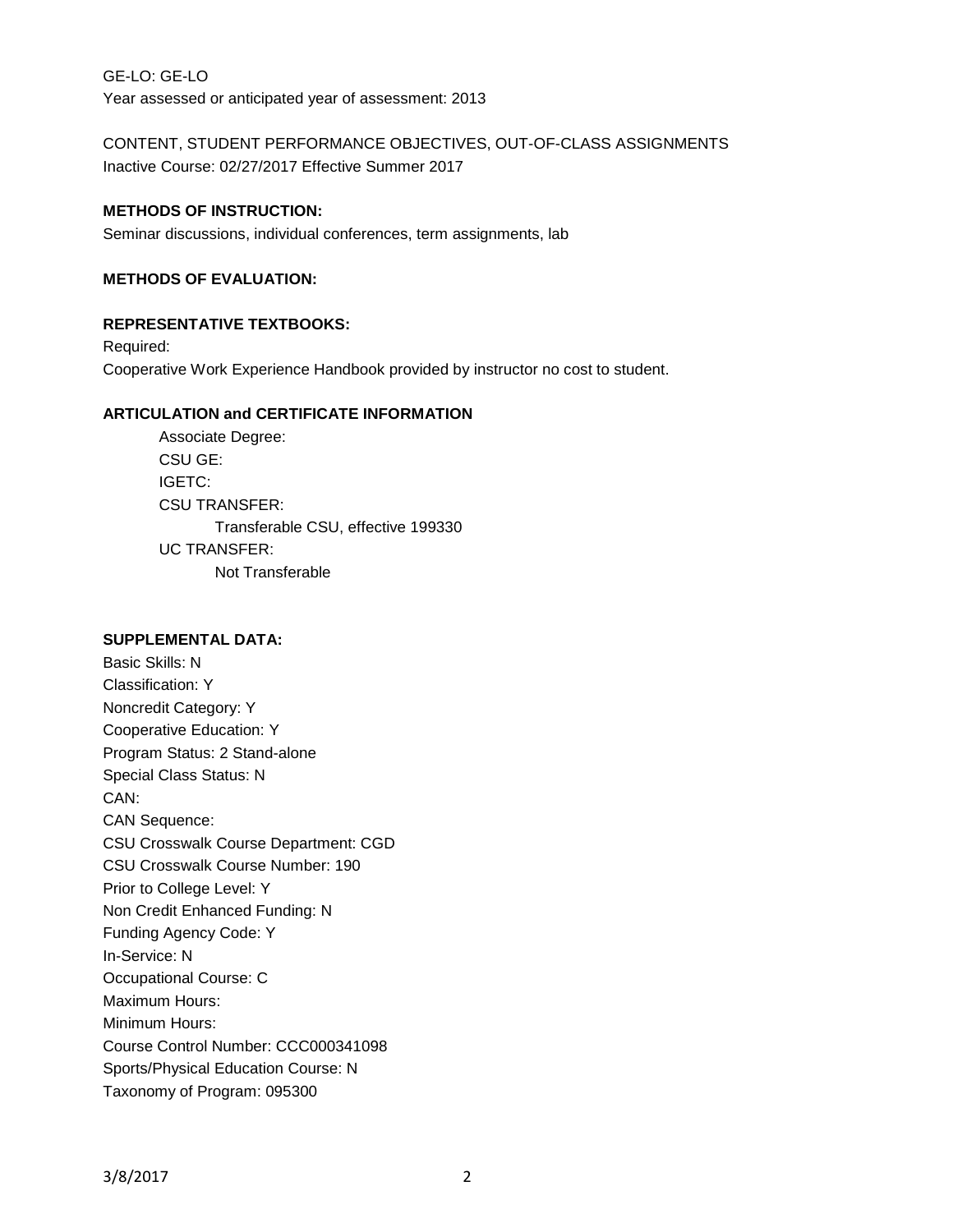GE-LO: GE-LO
Year assessed or anticipated year of assessment: 2013

CONTENT, STUDENT PERFORMANCE OBJECTIVES, OUT-OF-CLASS ASSIGNMENTS
Inactive Course: 02/27/2017 Effective Summer 2017

**METHODS OF INSTRUCTION:**

Seminar discussions, individual conferences, term assignments, lab

**METHODS OF EVALUATION:**

**REPRESENTATIVE TEXTBOOKS:**

Required:
Cooperative Work Experience Handbook provided by instructor no cost to student.

**ARTICULATION and CERTIFICATE INFORMATION**

Associate Degree:
CSU GE:
IGETC:
CSU TRANSFER:
Transferable CSU, effective 199330
UC TRANSFER:
Not Transferable

**SUPPLEMENTAL DATA:**

Basic Skills: N
Classification: Y
Noncredit Category: Y
Cooperative Education: Y
Program Status: 2 Stand-alone
Special Class Status: N
CAN:
CAN Sequence:
CSU Crosswalk Course Department: CGD
CSU Crosswalk Course Number: 190
Prior to College Level: Y
Non Credit Enhanced Funding: N
Funding Agency Code: Y
In-Service: N
Occupational Course: C
Maximum Hours:
Minimum Hours:
Course Control Number: CCC000341098
Sports/Physical Education Course: N
Taxonomy of Program: 095300